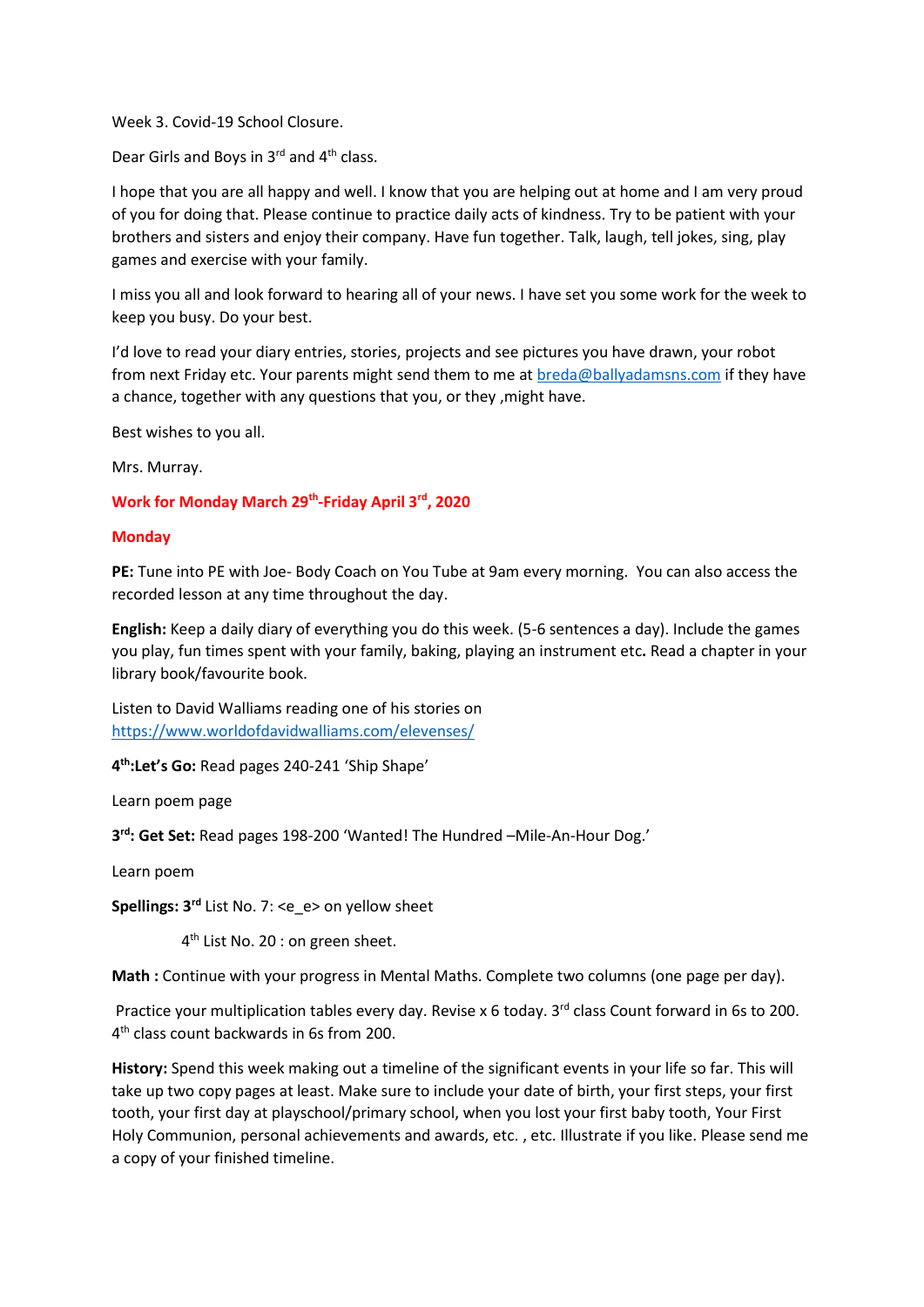Week 3. Covid-19 School Closure.

Dear Girls and Boys in 3rd and 4th class.

I hope that you are all happy and well. I know that you are helping out at home and I am very proud of you for doing that. Please continue to practice daily acts of kindness. Try to be patient with your brothers and sisters and enjoy their company. Have fun together. Talk, laugh, tell jokes, sing, play games and exercise with your family.

I miss you all and look forward to hearing all of your news. I have set you some work for the week to keep you busy. Do your best.

I'd love to read your diary entries, stories, projects and see pictures you have drawn, your robot from next Friday etc. Your parents might send them to me at breda@ballyadamsns.com if they have a chance, together with any questions that you, or they ,might have.

Best wishes to you all.

Mrs. Murray.

## Work for Monday March 29th-Friday April 3rd, 2020

### Monday

**PE:** Tune into PE with Joe- Body Coach on You Tube at 9am every morning. You can also access the recorded lesson at any time throughout the day.

**English:** Keep a daily diary of everything you do this week. (5-6 sentences a day). Include the games you play, fun times spent with your family, baking, playing an instrument etc**.** Read a chapter in your library book/favourite book.

Listen to David Walliams reading one of his stories on https://www.worldofdavidwalliams.com/elevenses/

**4th:Let's Go:** Read pages 240-241 'Ship Shape'

Learn poem page

**3rd: Get Set:** Read pages 198-200 'Wanted! The Hundred –Mile-An-Hour Dog.'

Learn poem

**Spellings: 3rd** List No. 7: <e_e> on yellow sheet

4th List No. 20 : on green sheet.

**Math :** Continue with your progress in Mental Maths. Complete two columns (one page per day).

Practice your multiplication tables every day. Revise x 6 today. 3rd class Count forward in 6s to 200. 4th class count backwards in 6s from 200.

**History:** Spend this week making out a timeline of the significant events in your life so far. This will take up two copy pages at least. Make sure to include your date of birth, your first steps, your first tooth, your first day at playschool/primary school, when you lost your first baby tooth, Your First Holy Communion, personal achievements and awards, etc. , etc. Illustrate if you like. Please send me a copy of your finished timeline.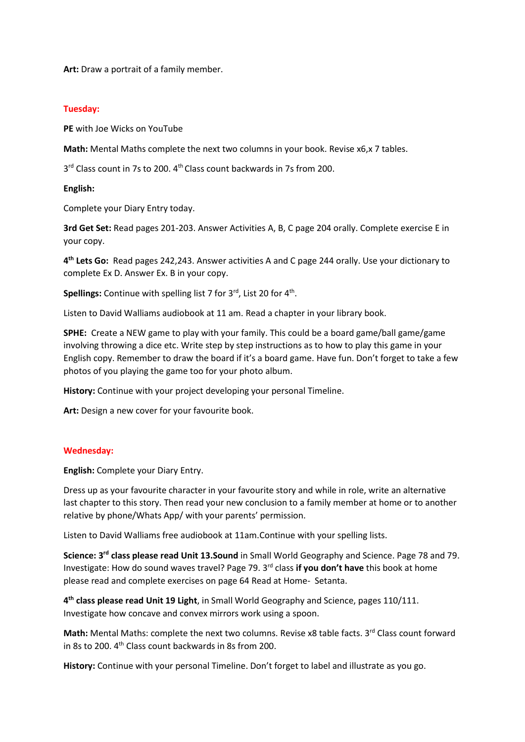**Art:** Draw a portrait of a family member.

## Tuesday:

**PE** with Joe Wicks on YouTube

**Math:** Mental Maths complete the next two columns in your book. Revise x6,x 7 tables.

3rd Class count in 7s to 200. 4th Class count backwards in 7s from 200.

**English:**

Complete your Diary Entry today.

**3rd Get Set:** Read pages 201-203. Answer Activities A, B, C page 204 orally. Complete exercise E in your copy.

**4th Lets Go:** Read pages 242,243. Answer activities A and C page 244 orally. Use your dictionary to complete Ex D. Answer Ex. B in your copy.

**Spellings:** Continue with spelling list 7 for 3rd, List 20 for 4th.

Listen to David Walliams audiobook at 11 am. Read a chapter in your library book.

**SPHE:** Create a NEW game to play with your family. This could be a board game/ball game/game involving throwing a dice etc. Write step by step instructions as to how to play this game in your English copy. Remember to draw the board if it's a board game. Have fun. Don't forget to take a few photos of you playing the game too for your photo album.

**History:** Continue with your project developing your personal Timeline.

**Art:** Design a new cover for your favourite book.

## Wednesday:

**English:** Complete your Diary Entry.

Dress up as your favourite character in your favourite story and while in role, write an alternative last chapter to this story. Then read your new conclusion to a family member at home or to another relative by phone/Whats App/ with your parents' permission.

Listen to David Walliams free audiobook at 11am.Continue with your spelling lists.

**Science: 3rd class please read Unit 13.Sound** in Small World Geography and Science. Page 78 and 79. Investigate: How do sound waves travel? Page 79. 3rd class **if you don't have** this book at home please read and complete exercises on page 64 Read at Home- Setanta.

**4th class please read Unit 19 Light**, in Small World Geography and Science, pages 110/111. Investigate how concave and convex mirrors work using a spoon.

**Math:** Mental Maths: complete the next two columns. Revise x8 table facts. 3rd Class count forward in 8s to 200. 4th Class count backwards in 8s from 200.

**History:** Continue with your personal Timeline. Don't forget to label and illustrate as you go.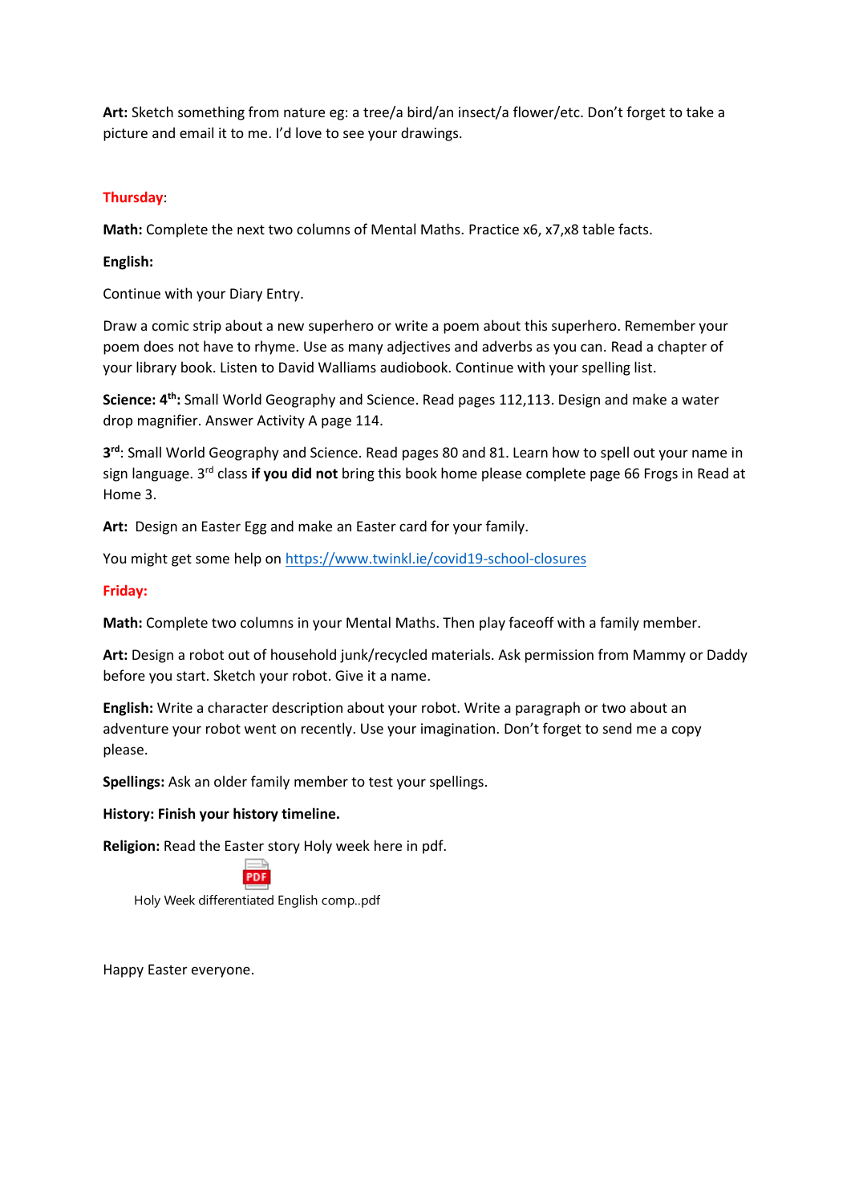**Art:** Sketch something from nature eg: a tree/a bird/an insect/a flower/etc. Don't forget to take a picture and email it to me. I'd love to see your drawings.

**Thursday**:

**Math:** Complete the next two columns of Mental Maths. Practice x6, x7,x8 table facts.

**English:**

Continue with your Diary Entry.

Draw a comic strip about a new superhero or write a poem about this superhero. Remember your poem does not have to rhyme. Use as many adjectives and adverbs as you can. Read a chapter of your library book. Listen to David Walliams audiobook. Continue with your spelling list.

**Science: 4th:** Small World Geography and Science. Read pages 112,113. Design and make a water drop magnifier. Answer Activity A page 114.

**3rd**: Small World Geography and Science. Read pages 80 and 81. Learn how to spell out your name in sign language. 3rd class **if you did not** bring this book home please complete page 66 Frogs in Read at Home 3.

**Art:** Design an Easter Egg and make an Easter card for your family.

You might get some help on https://www.twinkl.ie/covid19-school-closures

**Friday:**

**Math:** Complete two columns in your Mental Maths. Then play faceoff with a family member.

**Art:** Design a robot out of household junk/recycled materials. Ask permission from Mammy or Daddy before you start. Sketch your robot. Give it a name.

**English:** Write a character description about your robot. Write a paragraph or two about an adventure your robot went on recently. Use your imagination. Don't forget to send me a copy please.

**Spellings:** Ask an older family member to test your spellings.

**History: Finish your history timeline.**

**Religion:** Read the Easter story Holy week here in pdf.

Holy Week differentiated English comp..pdf

Happy Easter everyone.